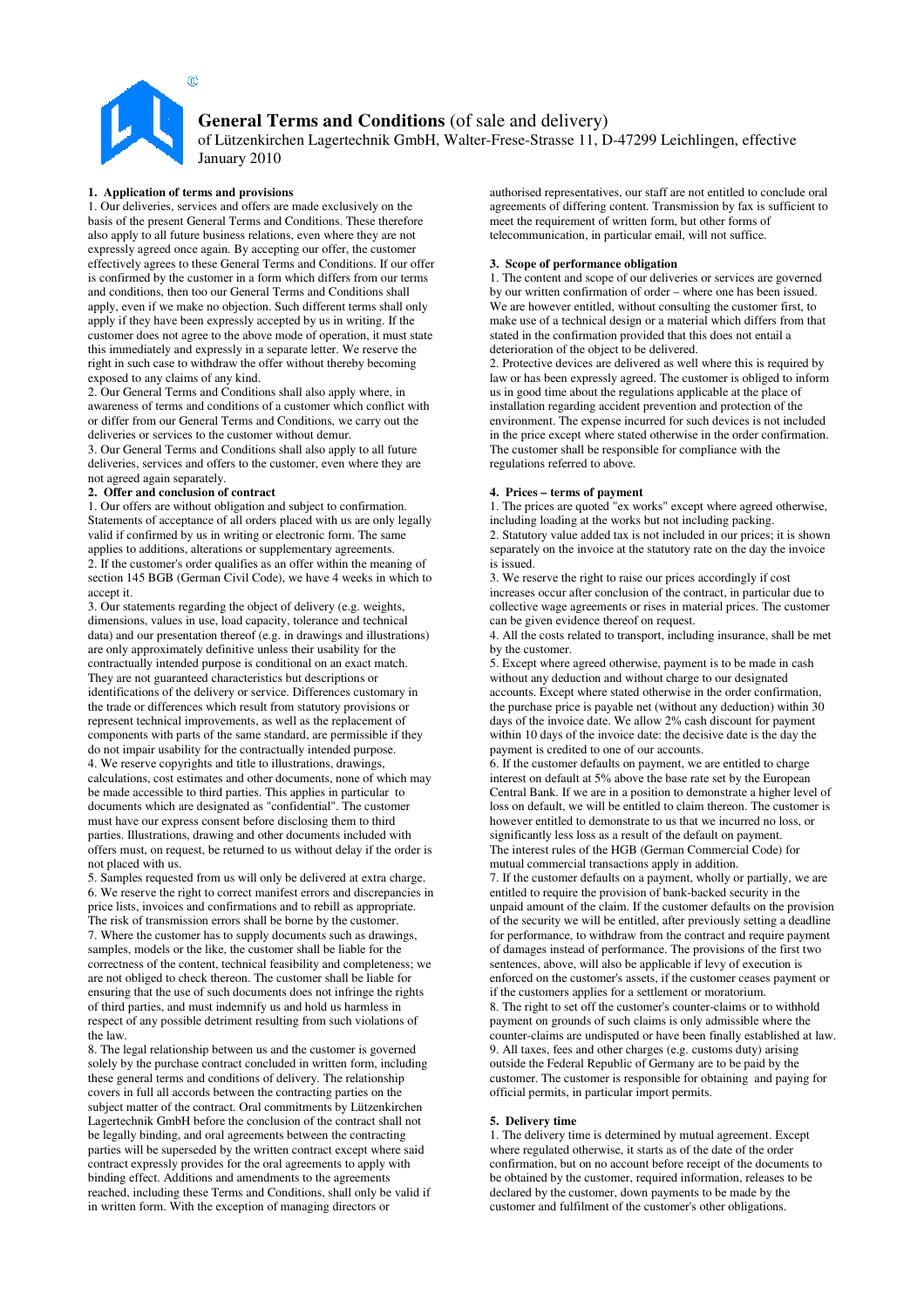# General Terms and Conditions (of sale and delivery)

of Lützenkirchen Lagertechnik GmbH, Walter-Frese-Strasse 11, D-47299 Leichlingen, effective January 2010

## 1. Application of terms and provisions

1. Our deliveries, services and offers are made exclusively on the basis of the present General Terms and Conditions. These therefore also apply to all future business relations, even where they are not expressly agreed once again. By accepting our offer, the customer effectively agrees to these General Terms and Conditions. If our offer is confirmed by the customer in a form which differs from our terms and conditions, then too our General Terms and Conditions shall apply, even if we make no objection. Such different terms shall only apply if they have been expressly accepted by us in writing. If the customer does not agree to the above mode of operation, it must state this immediately and expressly in a separate letter. We reserve the right in such case to withdraw the offer without thereby becoming exposed to any claims of any kind.

2. Our General Terms and Conditions shall also apply where, in awareness of terms and conditions of a customer which conflict with or differ from our General Terms and Conditions, we carry out the deliveries or services to the customer without demur.

3. Our General Terms and Conditions shall also apply to all future deliveries, services and offers to the customer, even where they are not agreed again separately.

## 2. Offer and conclusion of contract

1. Our offers are without obligation and subject to confirmation. Statements of acceptance of all orders placed with us are only legally valid if confirmed by us in writing or electronic form. The same applies to additions, alterations or supplementary agreements.

2. If the customer's order qualifies as an offer within the meaning of section 145 BGB (German Civil Code), we have 4 weeks in which to accept it.

3. Our statements regarding the object of delivery (e.g. weights, dimensions, values in use, load capacity, tolerance and technical data) and our presentation thereof (e.g. in drawings and illustrations) are only approximately definitive unless their usability for the contractually intended purpose is conditional on an exact match. They are not guaranteed characteristics but descriptions or identifications of the delivery or service. Differences customary in the trade or differences which result from statutory provisions or represent technical improvements, as well as the replacement of components with parts of the same standard, are permissible if they do not impair usability for the contractually intended purpose.

4. We reserve copyrights and title to illustrations, drawings, calculations, cost estimates and other documents, none of which may be made accessible to third parties. This applies in particular to documents which are designated as "confidential". The customer must have our express consent before disclosing them to third parties. Illustrations, drawing and other documents included with offers must, on request, be returned to us without delay if the order is not placed with us.

5. Samples requested from us will only be delivered at extra charge.

6. We reserve the right to correct manifest errors and discrepancies in price lists, invoices and confirmations and to rebill as appropriate. The risk of transmission errors shall be borne by the customer.

7. Where the customer has to supply documents such as drawings, samples, models or the like, the customer shall be liable for the correctness of the content, technical feasibility and completeness; we are not obliged to check thereon. The customer shall be liable for ensuring that the use of such documents does not infringe the rights of third parties, and must indemnify us and hold us harmless in respect of any possible detriment resulting from such violations of the law.

8. The legal relationship between us and the customer is governed solely by the purchase contract concluded in written form, including these general terms and conditions of delivery. The relationship covers in full all accords between the contracting parties on the subject matter of the contract. Oral commitments by Lützenkirchen Lagertechnik GmbH before the conclusion of the contract shall not be legally binding, and oral agreements between the contracting parties will be superseded by the written contract except where said contract expressly provides for the oral agreements to apply with binding effect. Additions and amendments to the agreements reached, including these Terms and Conditions, shall only be valid if in written form. With the exception of managing directors or authorised representatives, our staff are not entitled to conclude oral agreements of differing content. Transmission by fax is sufficient to meet the requirement of written form, but other forms of telecommunication, in particular email, will not suffice.

## 3. Scope of performance obligation

1. The content and scope of our deliveries or services are governed by our written confirmation of order – where one has been issued. We are however entitled, without consulting the customer first, to make use of a technical design or a material which differs from that stated in the confirmation provided that this does not entail a deterioration of the object to be delivered.

2. Protective devices are delivered as well where this is required by law or has been expressly agreed. The customer is obliged to inform us in good time about the regulations applicable at the place of installation regarding accident prevention and protection of the environment. The expense incurred for such devices is not included in the price except where stated otherwise in the order confirmation. The customer shall be responsible for compliance with the regulations referred to above.

## 4. Prices – terms of payment

1. The prices are quoted "ex works" except where agreed otherwise, including loading at the works but not including packing.

2. Statutory value added tax is not included in our prices; it is shown separately on the invoice at the statutory rate on the day the invoice is issued.

3. We reserve the right to raise our prices accordingly if cost increases occur after conclusion of the contract, in particular due to collective wage agreements or rises in material prices. The customer can be given evidence thereof on request.

4. All the costs related to transport, including insurance, shall be met by the customer.

5. Except where agreed otherwise, payment is to be made in cash without any deduction and without charge to our designated accounts. Except where stated otherwise in the order confirmation, the purchase price is payable net (without any deduction) within 30 days of the invoice date. We allow 2% cash discount for payment within 10 days of the invoice date: the decisive date is the day the payment is credited to one of our accounts.

6. If the customer defaults on payment, we are entitled to charge interest on default at 5% above the base rate set by the European Central Bank. If we are in a position to demonstrate a higher level of loss on default, we will be entitled to claim thereon. The customer is however entitled to demonstrate to us that we incurred no loss, or significantly less loss as a result of the default on payment. The interest rules of the HGB (German Commercial Code) for mutual commercial transactions apply in addition.

7. If the customer defaults on a payment, wholly or partially, we are entitled to require the provision of bank-backed security in the unpaid amount of the claim. If the customer defaults on the provision of the security we will be entitled, after previously setting a deadline for performance, to withdraw from the contract and require payment of damages instead of performance. The provisions of the first two sentences, above, will also be applicable if levy of execution is enforced on the customer's assets, if the customer ceases payment or if the customers applies for a settlement or moratorium.

8. The right to set off the customer's counter-claims or to withhold payment on grounds of such claims is only admissible where the counter-claims are undisputed or have been finally established at law.

9. All taxes, fees and other charges (e.g. customs duty) arising outside the Federal Republic of Germany are to be paid by the customer. The customer is responsible for obtaining and paying for official permits, in particular import permits.

## 5. Delivery time

1. The delivery time is determined by mutual agreement. Except where regulated otherwise, it starts as of the date of the order confirmation, but on no account before receipt of the documents to be obtained by the customer, required information, releases to be declared by the customer, down payments to be made by the customer and fulfilment of the customer's other obligations.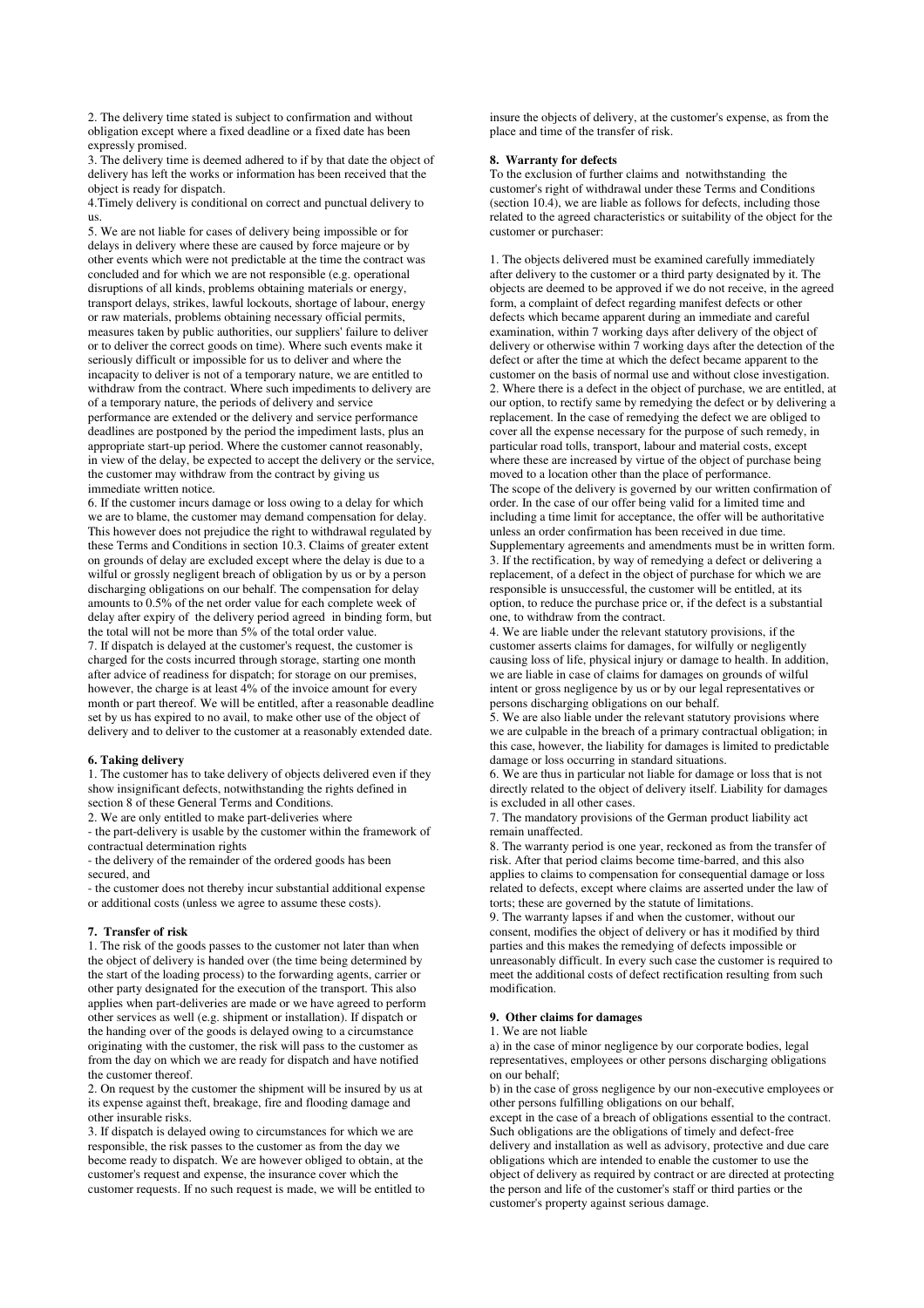2. The delivery time stated is subject to confirmation and without obligation except where a fixed deadline or a fixed date has been expressly promised.

3. The delivery time is deemed adhered to if by that date the object of delivery has left the works or information has been received that the object is ready for dispatch.

4.Timely delivery is conditional on correct and punctual delivery to us.

5. We are not liable for cases of delivery being impossible or for delays in delivery where these are caused by force majeure or by other events which were not predictable at the time the contract was concluded and for which we are not responsible (e.g. operational disruptions of all kinds, problems obtaining materials or energy, transport delays, strikes, lawful lockouts, shortage of labour, energy or raw materials, problems obtaining necessary official permits, measures taken by public authorities, our suppliers' failure to deliver or to deliver the correct goods on time). Where such events make it seriously difficult or impossible for us to deliver and where the incapacity to deliver is not of a temporary nature, we are entitled to withdraw from the contract. Where such impediments to delivery are of a temporary nature, the periods of delivery and service performance are extended or the delivery and service performance deadlines are postponed by the period the impediment lasts, plus an appropriate start-up period. Where the customer cannot reasonably, in view of the delay, be expected to accept the delivery or the service, the customer may withdraw from the contract by giving us immediate written notice.

6. If the customer incurs damage or loss owing to a delay for which we are to blame, the customer may demand compensation for delay. This however does not prejudice the right to withdrawal regulated by these Terms and Conditions in section 10.3. Claims of greater extent on grounds of delay are excluded except where the delay is due to a wilful or grossly negligent breach of obligation by us or by a person discharging obligations on our behalf. The compensation for delay amounts to 0.5% of the net order value for each complete week of delay after expiry of the delivery period agreed in binding form, but the total will not be more than 5% of the total order value.

7. If dispatch is delayed at the customer's request, the customer is charged for the costs incurred through storage, starting one month after advice of readiness for dispatch; for storage on our premises, however, the charge is at least 4% of the invoice amount for every month or part thereof. We will be entitled, after a reasonable deadline set by us has expired to no avail, to make other use of the object of delivery and to deliver to the customer at a reasonably extended date.

**6. Taking delivery**

1. The customer has to take delivery of objects delivered even if they show insignificant defects, notwithstanding the rights defined in section 8 of these General Terms and Conditions.

2. We are only entitled to make part-deliveries where

- the part-delivery is usable by the customer within the framework of contractual determination rights
- the delivery of the remainder of the ordered goods has been secured, and
- the customer does not thereby incur substantial additional expense or additional costs (unless we agree to assume these costs).

**7. Transfer of risk**

1. The risk of the goods passes to the customer not later than when the object of delivery is handed over (the time being determined by the start of the loading process) to the forwarding agents, carrier or other party designated for the execution of the transport. This also applies when part-deliveries are made or we have agreed to perform other services as well (e.g. shipment or installation). If dispatch or the handing over of the goods is delayed owing to a circumstance originating with the customer, the risk will pass to the customer as from the day on which we are ready for dispatch and have notified the customer thereof.

2. On request by the customer the shipment will be insured by us at its expense against theft, breakage, fire and flooding damage and other insurable risks.

3. If dispatch is delayed owing to circumstances for which we are responsible, the risk passes to the customer as from the day we become ready to dispatch. We are however obliged to obtain, at the customer's request and expense, the insurance cover which the customer requests. If no such request is made, we will be entitled to insure the objects of delivery, at the customer's expense, as from the place and time of the transfer of risk.

**8. Warranty for defects**

To the exclusion of further claims and notwithstanding the customer's right of withdrawal under these Terms and Conditions (section 10.4), we are liable as follows for defects, including those related to the agreed characteristics or suitability of the object for the customer or purchaser:

1. The objects delivered must be examined carefully immediately after delivery to the customer or a third party designated by it. The objects are deemed to be approved if we do not receive, in the agreed form, a complaint of defect regarding manifest defects or other defects which became apparent during an immediate and careful examination, within 7 working days after delivery of the object of delivery or otherwise within 7 working days after the detection of the defect or after the time at which the defect became apparent to the customer on the basis of normal use and without close investigation.

2. Where there is a defect in the object of purchase, we are entitled, at our option, to rectify same by remedying the defect or by delivering a replacement. In the case of remedying the defect we are obliged to cover all the expense necessary for the purpose of such remedy, in particular road tolls, transport, labour and material costs, except where these are increased by virtue of the object of purchase being moved to a location other than the place of performance.

The scope of the delivery is governed by our written confirmation of order. In the case of our offer being valid for a limited time and including a time limit for acceptance, the offer will be authoritative unless an order confirmation has been received in due time.

Supplementary agreements and amendments must be in written form.

3. If the rectification, by way of remedying a defect or delivering a replacement, of a defect in the object of purchase for which we are responsible is unsuccessful, the customer will be entitled, at its option, to reduce the purchase price or, if the defect is a substantial one, to withdraw from the contract.

4. We are liable under the relevant statutory provisions, if the customer asserts claims for damages, for wilfully or negligently causing loss of life, physical injury or damage to health. In addition, we are liable in case of claims for damages on grounds of wilful intent or gross negligence by us or by our legal representatives or persons discharging obligations on our behalf.

5. We are also liable under the relevant statutory provisions where we are culpable in the breach of a primary contractual obligation; in this case, however, the liability for damages is limited to predictable damage or loss occurring in standard situations.

6. We are thus in particular not liable for damage or loss that is not directly related to the object of delivery itself. Liability for damages is excluded in all other cases.

7. The mandatory provisions of the German product liability act remain unaffected.

8. The warranty period is one year, reckoned as from the transfer of risk. After that period claims become time-barred, and this also applies to claims to compensation for consequential damage or loss related to defects, except where claims are asserted under the law of torts; these are governed by the statute of limitations.

9. The warranty lapses if and when the customer, without our consent, modifies the object of delivery or has it modified by third parties and this makes the remedying of defects impossible or unreasonably difficult. In every such case the customer is required to meet the additional costs of defect rectification resulting from such modification.

**9. Other claims for damages**

1. We are not liable

a) in the case of minor negligence by our corporate bodies, legal representatives, employees or other persons discharging obligations on our behalf;

b) in the case of gross negligence by our non-executive employees or other persons fulfilling obligations on our behalf,

except in the case of a breach of obligations essential to the contract. Such obligations are the obligations of timely and defect-free delivery and installation as well as advisory, protective and due care obligations which are intended to enable the customer to use the object of delivery as required by contract or are directed at protecting the person and life of the customer's staff or third parties or the customer's property against serious damage.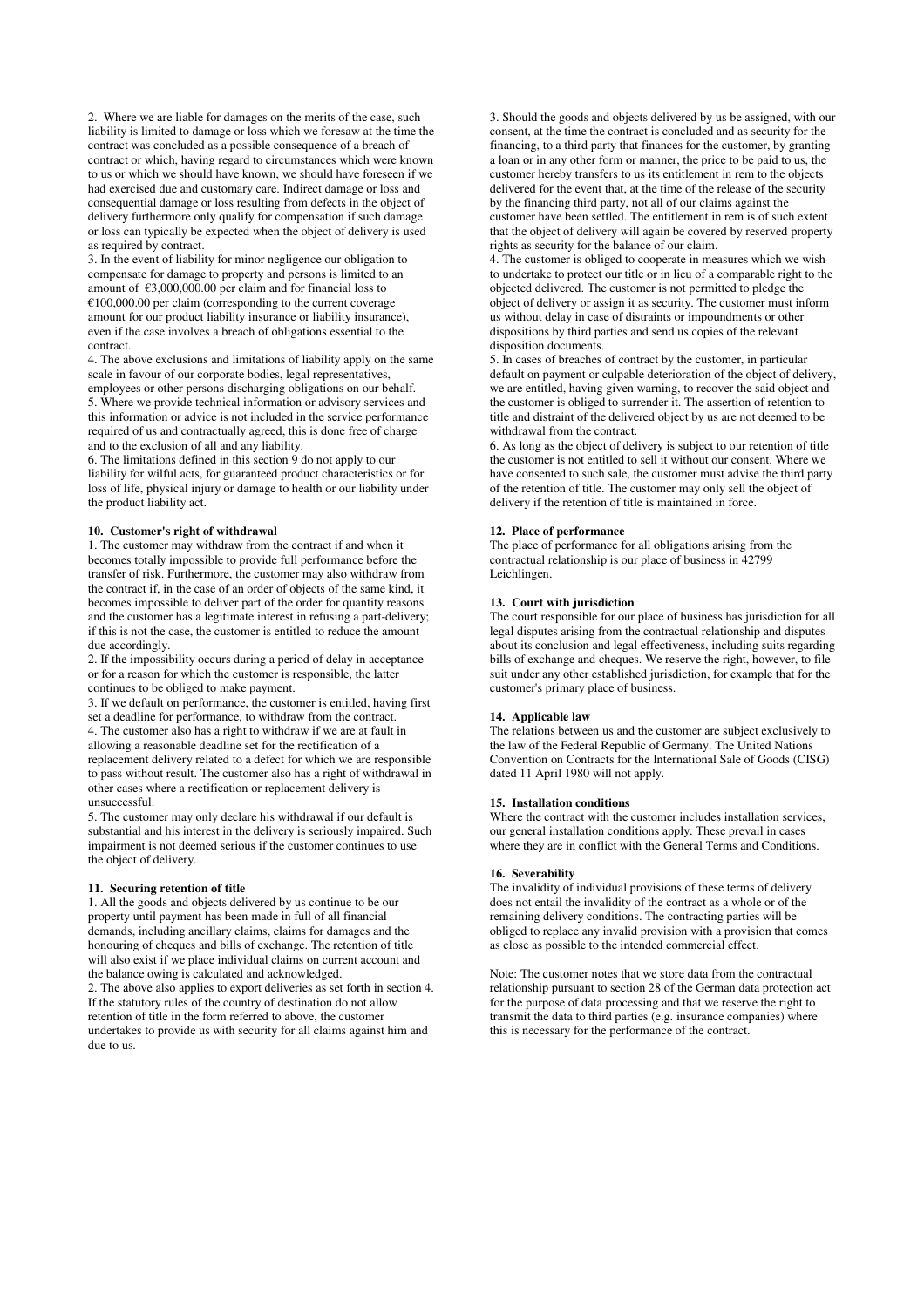2. Where we are liable for damages on the merits of the case, such liability is limited to damage or loss which we foresaw at the time the contract was concluded as a possible consequence of a breach of contract or which, having regard to circumstances which were known to us or which we should have known, we should have foreseen if we had exercised due and customary care. Indirect damage or loss and consequential damage or loss resulting from defects in the object of delivery furthermore only qualify for compensation if such damage or loss can typically be expected when the object of delivery is used as required by contract.

3. In the event of liability for minor negligence our obligation to compensate for damage to property and persons is limited to an amount of €3,000,000.00 per claim and for financial loss to €100,000.00 per claim (corresponding to the current coverage amount for our product liability insurance or liability insurance), even if the case involves a breach of obligations essential to the contract.

4. The above exclusions and limitations of liability apply on the same scale in favour of our corporate bodies, legal representatives, employees or other persons discharging obligations on our behalf.

5. Where we provide technical information or advisory services and this information or advice is not included in the service performance required of us and contractually agreed, this is done free of charge and to the exclusion of all and any liability.

6. The limitations defined in this section 9 do not apply to our liability for wilful acts, for guaranteed product characteristics or for loss of life, physical injury or damage to health or our liability under the product liability act.

**10. Customer's right of withdrawal**

1. The customer may withdraw from the contract if and when it becomes totally impossible to provide full performance before the transfer of risk. Furthermore, the customer may also withdraw from the contract if, in the case of an order of objects of the same kind, it becomes impossible to deliver part of the order for quantity reasons and the customer has a legitimate interest in refusing a part-delivery; if this is not the case, the customer is entitled to reduce the amount due accordingly.

2. If the impossibility occurs during a period of delay in acceptance or for a reason for which the customer is responsible, the latter continues to be obliged to make payment.

3. If we default on performance, the customer is entitled, having first set a deadline for performance, to withdraw from the contract.

4. The customer also has a right to withdraw if we are at fault in allowing a reasonable deadline set for the rectification of a replacement delivery related to a defect for which we are responsible to pass without result. The customer also has a right of withdrawal in other cases where a rectification or replacement delivery is unsuccessful.

5. The customer may only declare his withdrawal if our default is substantial and his interest in the delivery is seriously impaired. Such impairment is not deemed serious if the customer continues to use the object of delivery.

**11. Securing retention of title**

1. All the goods and objects delivered by us continue to be our property until payment has been made in full of all financial demands, including ancillary claims, claims for damages and the honouring of cheques and bills of exchange. The retention of title will also exist if we place individual claims on current account and the balance owing is calculated and acknowledged.

2. The above also applies to export deliveries as set forth in section 4. If the statutory rules of the country of destination do not allow retention of title in the form referred to above, the customer undertakes to provide us with security for all claims against him and due to us.

3. Should the goods and objects delivered by us be assigned, with our consent, at the time the contract is concluded and as security for the financing, to a third party that finances for the customer, by granting a loan or in any other form or manner, the price to be paid to us, the customer hereby transfers to us its entitlement in rem to the objects delivered for the event that, at the time of the release of the security by the financing third party, not all of our claims against the customer have been settled. The entitlement in rem is of such extent that the object of delivery will again be covered by reserved property rights as security for the balance of our claim.

4. The customer is obliged to cooperate in measures which we wish to undertake to protect our title or in lieu of a comparable right to the objected delivered. The customer is not permitted to pledge the object of delivery or assign it as security. The customer must inform us without delay in case of distraints or impoundments or other dispositions by third parties and send us copies of the relevant disposition documents.

5. In cases of breaches of contract by the customer, in particular default on payment or culpable deterioration of the object of delivery, we are entitled, having given warning, to recover the said object and the customer is obliged to surrender it. The assertion of retention to title and distraint of the delivered object by us are not deemed to be withdrawal from the contract.

6. As long as the object of delivery is subject to our retention of title the customer is not entitled to sell it without our consent. Where we have consented to such sale, the customer must advise the third party of the retention of title. The customer may only sell the object of delivery if the retention of title is maintained in force.

**12. Place of performance**

The place of performance for all obligations arising from the contractual relationship is our place of business in 42799 Leichlingen.

**13. Court with jurisdiction**

The court responsible for our place of business has jurisdiction for all legal disputes arising from the contractual relationship and disputes about its conclusion and legal effectiveness, including suits regarding bills of exchange and cheques. We reserve the right, however, to file suit under any other established jurisdiction, for example that for the customer's primary place of business.

**14. Applicable law**

The relations between us and the customer are subject exclusively to the law of the Federal Republic of Germany. The United Nations Convention on Contracts for the International Sale of Goods (CISG) dated 11 April 1980 will not apply.

**15. Installation conditions**

Where the contract with the customer includes installation services, our general installation conditions apply. These prevail in cases where they are in conflict with the General Terms and Conditions.

**16. Severability**

The invalidity of individual provisions of these terms of delivery does not entail the invalidity of the contract as a whole or of the remaining delivery conditions. The contracting parties will be obliged to replace any invalid provision with a provision that comes as close as possible to the intended commercial effect.

Note: The customer notes that we store data from the contractual relationship pursuant to section 28 of the German data protection act for the purpose of data processing and that we reserve the right to transmit the data to third parties (e.g. insurance companies) where this is necessary for the performance of the contract.